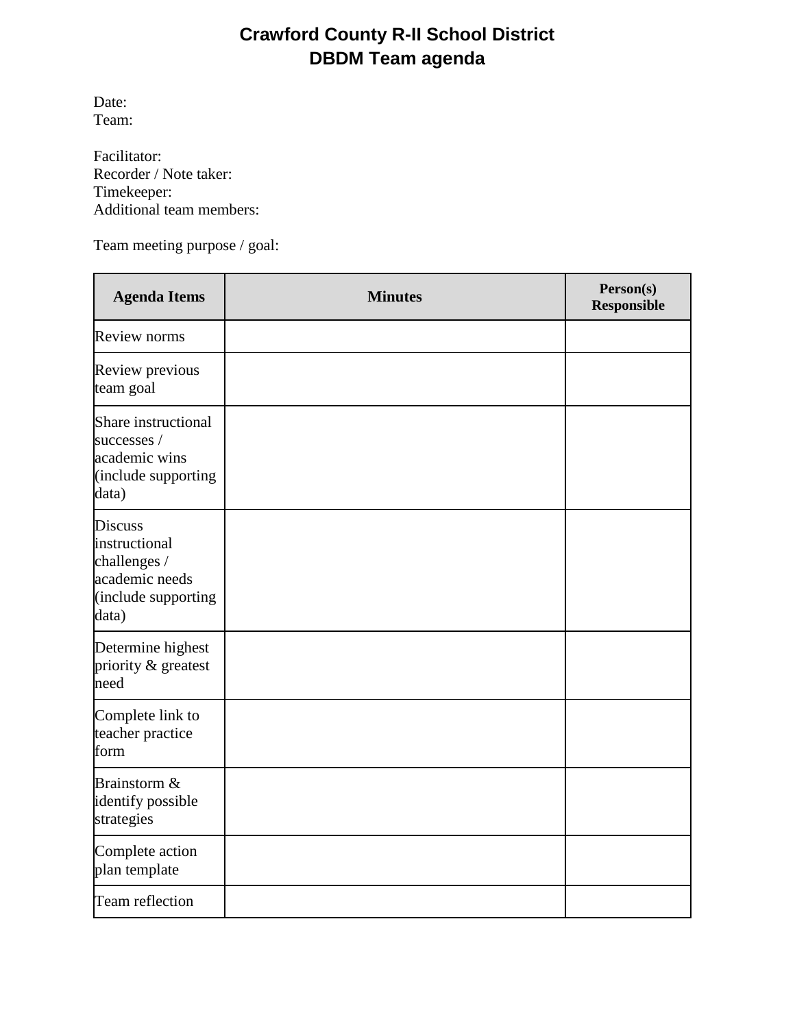# Crawford County R-II School District
## DBDM Team agenda

Date:
Team:

Facilitator:
Recorder / Note taker:
Timekeeper:
Additional team members:

Team meeting purpose / goal:

| Agenda Items | Minutes | Person(s) Responsible |
|---|---|---|
| Review norms | | |
| Review previous team goal | | |
| Share instructional successes / academic wins (include supporting data) | | |
| Discuss instructional challenges / academic needs (include supporting data) | | |
| Determine highest priority & greatest need | | |
| Complete link to teacher practice form | | |
| Brainstorm & identify possible strategies | | |
| Complete action plan template | | |
| Team reflection | | |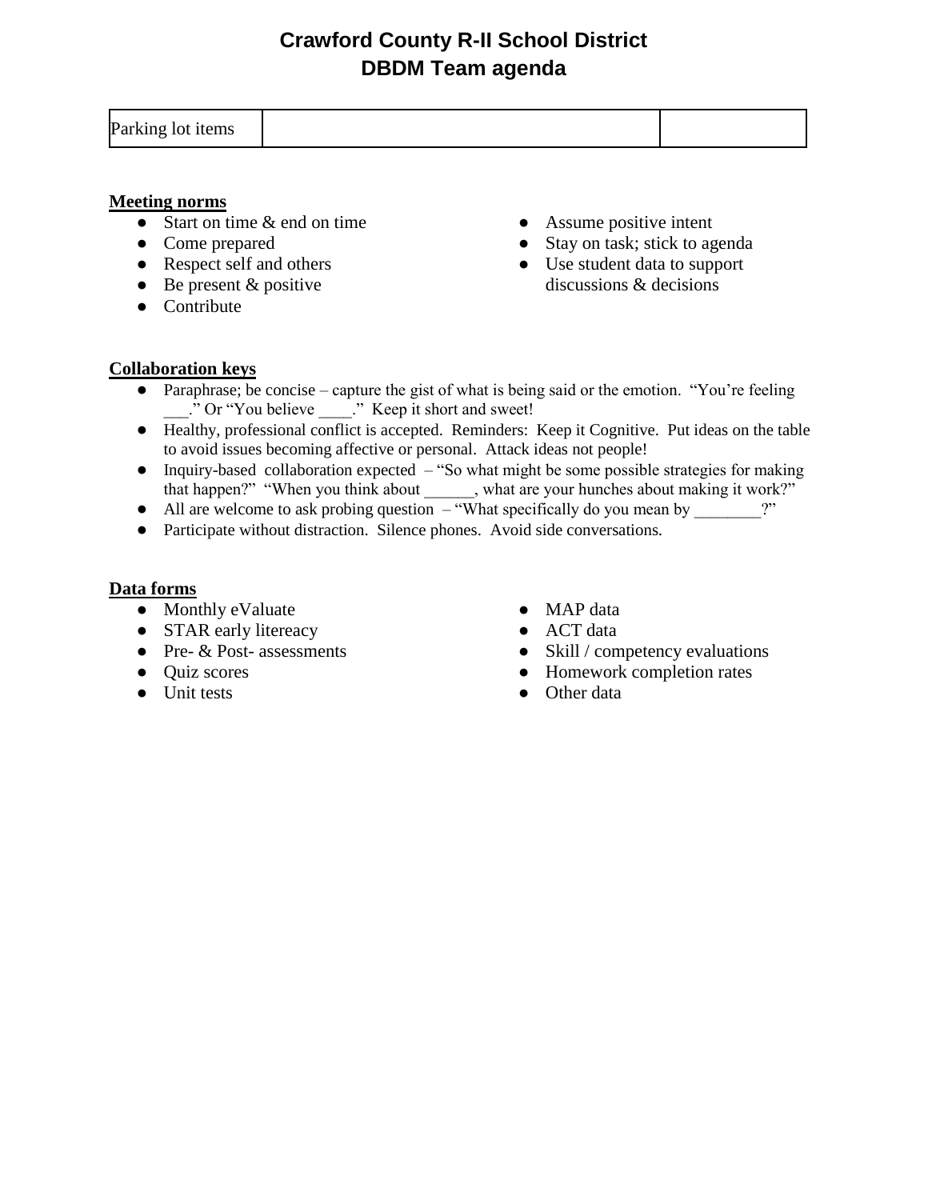# Crawford County R-II School District
# DBDM Team agenda

| | | |
|---|---|---|
| Parking lot items | | |

**Meeting norms**

- Start on time & end on time
- Come prepared
- Respect self and others
- Be present & positive
- Contribute
- Assume positive intent
- Stay on task; stick to agenda
- Use student data to support discussions & decisions

**Collaboration keys**

- Paraphrase; be concise – capture the gist of what is being said or the emotion. "You're feeling ___." Or "You believe ____." Keep it short and sweet!
- Healthy, professional conflict is accepted. Reminders: Keep it Cognitive. Put ideas on the table to avoid issues becoming affective or personal. Attack ideas not people!
- Inquiry-based collaboration expected – "So what might be some possible strategies for making that happen?" "When you think about ______, what are your hunches about making it work?"
- All are welcome to ask probing question – "What specifically do you mean by ________?"
- Participate without distraction. Silence phones. Avoid side conversations.

**Data forms**

- Monthly eValuate
- STAR early litereacy
- Pre- & Post- assessments
- Quiz scores
- Unit tests
- MAP data
- ACT data
- Skill / competency evaluations
- Homework completion rates
- Other data